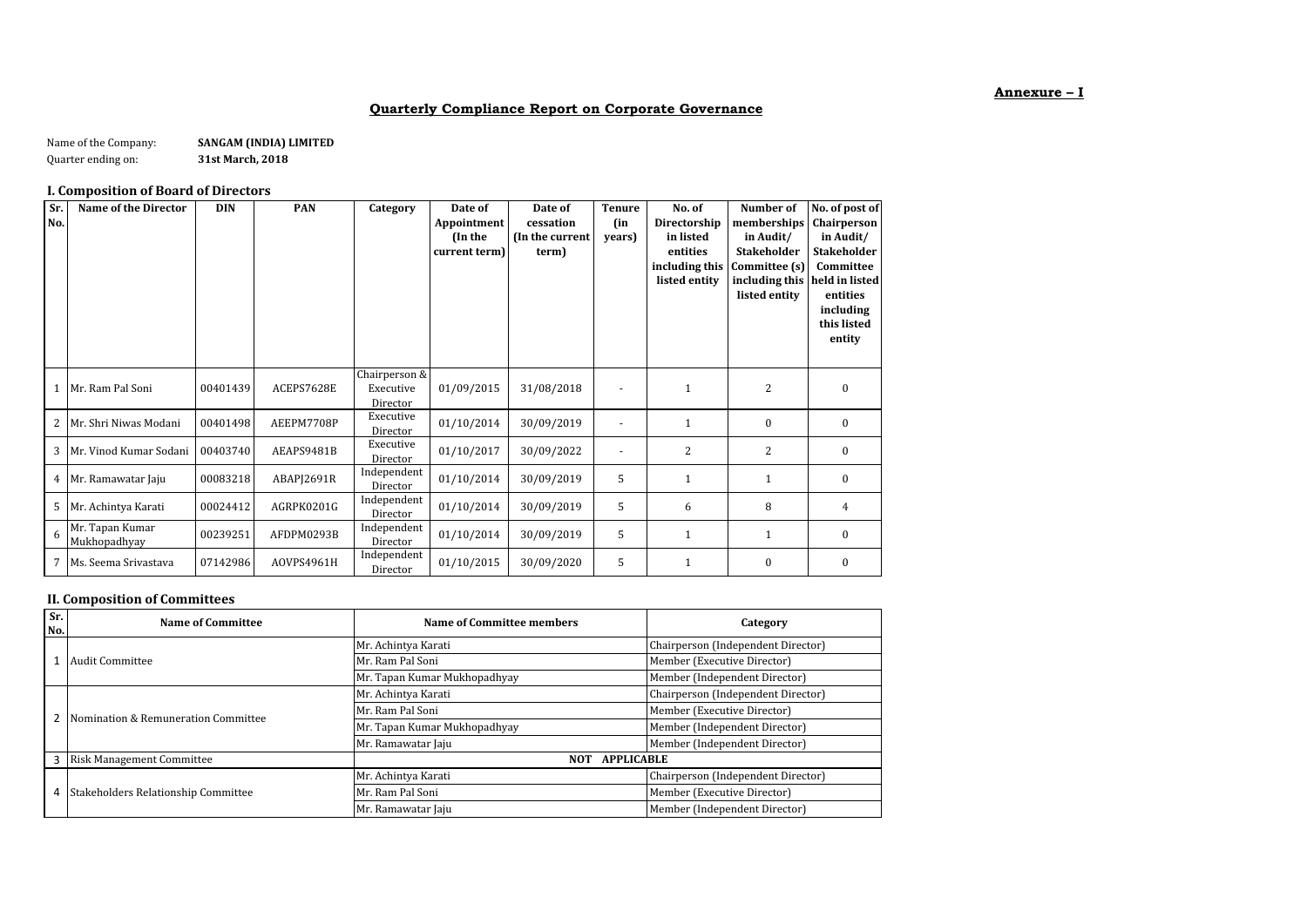**Annexure – I**

# Quarterly Compliance Report on Corporate Governance

Name of the Company: **SANGAM (INDIA) LIMITED**

Quarter ending on: **31st March, 2018**

## I. Composition of Board of Directors

| Sr. No. | Name of the Director | DIN | PAN | Category | Date of Appointment (In the current term) | Date of cessation (In the current term) | Tenure (in years) | No. of Directorship in listed entities including this listed entity | Number of memberships in Audit/ Stakeholder Committee (s) including this listed entity | No. of post of Chairperson in Audit/ Stakeholder Committee held in listed entities including this listed entity |
|---|---|---|---|---|---|---|---|---|---|---|
| 1 | Mr. Ram Pal Soni | 00401439 | ACEPS7628E | Chairperson & Executive Director | 01/09/2015 | 31/08/2018 | - | 1 | 2 | 0 |
| 2 | Mr. Shri Niwas Modani | 00401498 | AEEPM7708P | Executive Director | 01/10/2014 | 30/09/2019 | - | 1 | 0 | 0 |
| 3 | Mr. Vinod Kumar Sodani | 00403740 | AEAPS9481B | Executive Director | 01/10/2017 | 30/09/2022 | - | 2 | 2 | 0 |
| 4 | Mr. Ramawatar Jaju | 00083218 | ABAPJ2691R | Independent Director | 01/10/2014 | 30/09/2019 | 5 | 1 | 1 | 0 |
| 5 | Mr. Achintya Karati | 00024412 | AGRPK0201G | Independent Director | 01/10/2014 | 30/09/2019 | 5 | 6 | 8 | 4 |
| 6 | Mr. Tapan Kumar Mukhopadhyay | 00239251 | AFDPM0293B | Independent Director | 01/10/2014 | 30/09/2019 | 5 | 1 | 1 | 0 |
| 7 | Ms. Seema Srivastava | 07142986 | AOVPS4961H | Independent Director | 01/10/2015 | 30/09/2020 | 5 | 1 | 0 | 0 |

## II. Composition of Committees

| Sr. No. | Name of Committee | Name of Committee members | Category |
|---|---|---|---|
| 1 | Audit Committee | Mr. Achintya Karati | Chairperson (Independent Director) |
| | | Mr. Ram Pal Soni | Member (Executive Director) |
| | | Mr. Tapan Kumar Mukhopadhyay | Member (Independent Director) |
| 2 | Nomination & Remuneration Committee | Mr. Achintya Karati | Chairperson (Independent Director) |
| | | Mr. Ram Pal Soni | Member (Executive Director) |
| | | Mr. Tapan Kumar Mukhopadhyay | Member (Independent Director) |
| | | Mr. Ramawatar Jaju | Member (Independent Director) |
| 3 | Risk Management Committee | NOT APPLICABLE | |
| 4 | Stakeholders Relationship Committee | Mr. Achintya Karati | Chairperson (Independent Director) |
| | | Mr. Ram Pal Soni | Member (Executive Director) |
| | | Mr. Ramawatar Jaju | Member (Independent Director) |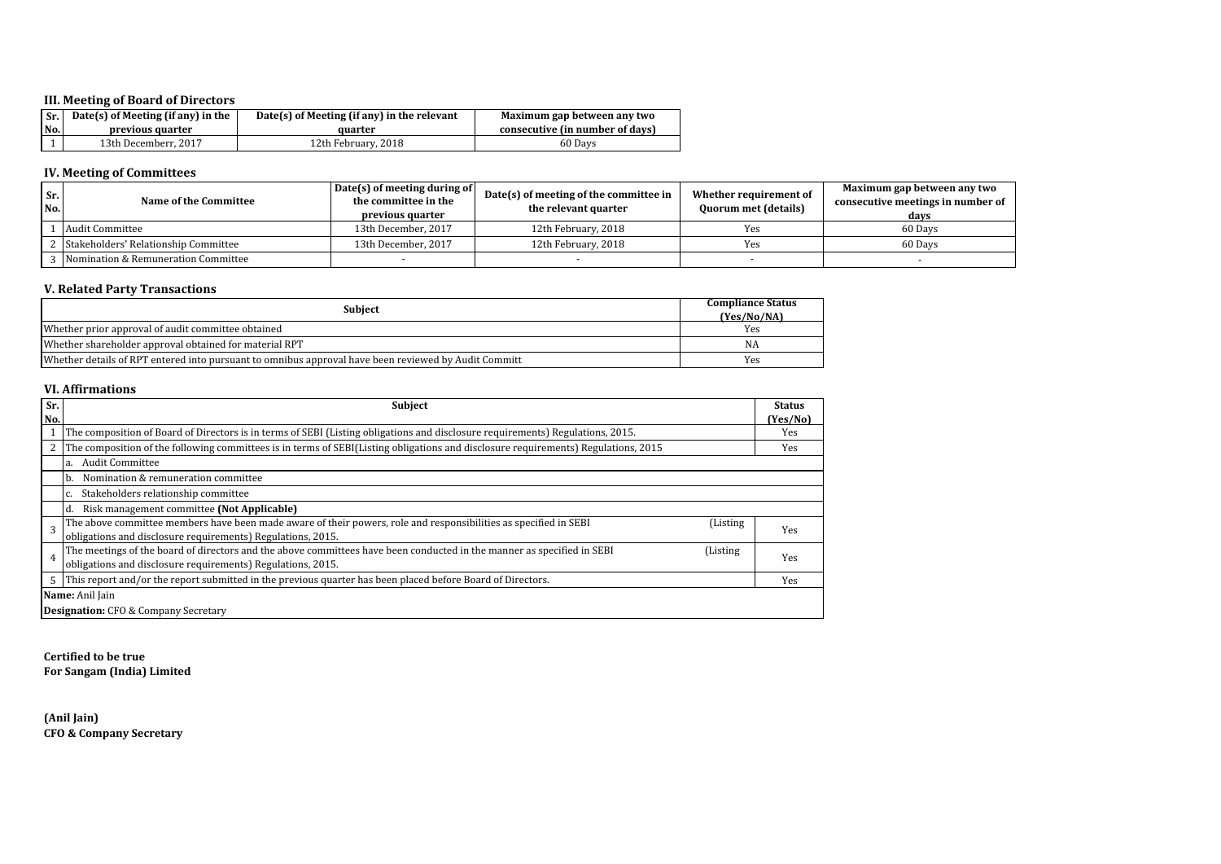### III. Meeting of Board of Directors

| Sr. No. | Date(s) of Meeting (if any) in the previous quarter | Date(s) of Meeting (if any) in the relevant quarter | Maximum gap between any two consecutive (in number of days) |
|---|---|---|---|
| 1 | 13th Decemberr, 2017 | 12th February, 2018 | 60 Days |

### IV. Meeting of Committees

| Sr. No. | Name of the Committee | Date(s) of meeting during of the committee in the previous quarter | Date(s) of meeting of the committee in the relevant quarter | Whether requirement of Quorum met (details) | Maximum gap between any two consecutive meetings in number of days |
|---|---|---|---|---|---|
| 1 | Audit Committee | 13th December, 2017 | 12th February, 2018 | Yes | 60 Days |
| 2 | Stakeholders' Relationship Committee | 13th December, 2017 | 12th February, 2018 | Yes | 60 Days |
| 3 | Nomination & Remuneration Committee | - | - | - | - |

### V. Related Party Transactions

| Subject | Compliance Status (Yes/No/NA) |
|---|---|
| Whether prior approval of audit committee obtained | Yes |
| Whether shareholder approval obtained for material RPT | NA |
| Whether details of RPT entered into pursuant to omnibus approval have been reviewed by Audit Committ | Yes |

### VI. Affirmations

| Sr. No. | Subject | Status (Yes/No) |
|---|---|---|
| 1 | The composition of Board of Directors is in terms of SEBI (Listing obligations and disclosure requirements) Regulations, 2015. | Yes |
| 2 | The composition of the following committees is in terms of SEBI(Listing obligations and disclosure requirements) Regulations, 2015 | Yes |
| | a. Audit Committee | |
| | b. Nomination & remuneration committee | |
| | c. Stakeholders relationship committee | |
| | d. Risk management committee **(Not Applicable)** | |
| 3 | The above committee members have been made aware of their powers, role and responsibilities as specified in SEBI (Listing obligations and disclosure requirements) Regulations, 2015. | Yes |
| 4 | The meetings of the board of directors and the above committees have been conducted in the manner as specified in SEBI (Listing obligations and disclosure requirements) Regulations, 2015. | Yes |
| 5 | This report and/or the report submitted in the previous quarter has been placed before Board of Directors. | Yes |
| **Name:** Anil Jain | | |
| **Designation:** CFO & Company Secretary | | |

**Certified to be true**
**For Sangam (India) Limited**

**(Anil Jain)**
**CFO & Company Secretary**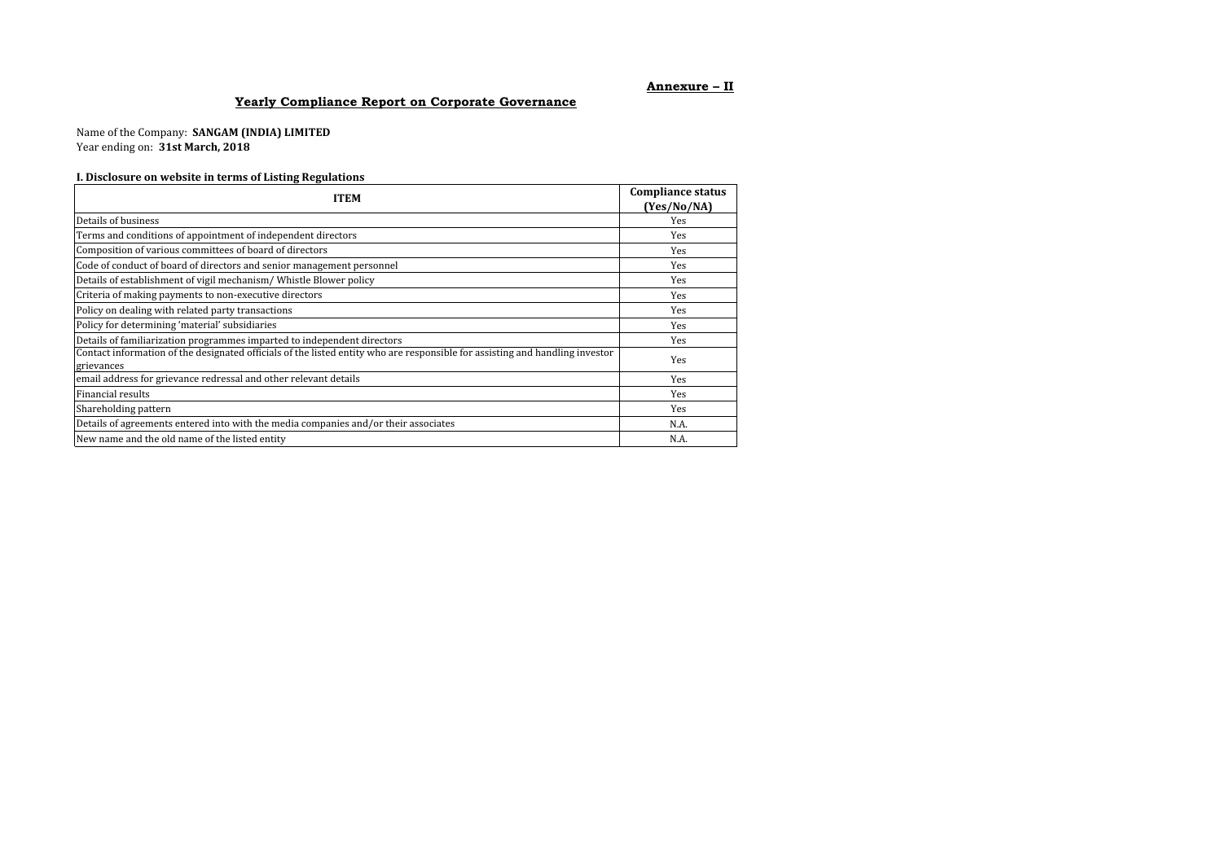**Annexure – II**

## Yearly Compliance Report on Corporate Governance

Name of the Company: **SANGAM (INDIA) LIMITED**
Year ending on: **31st March, 2018**

### I. Disclosure on website in terms of Listing Regulations

| ITEM | Compliance status (Yes/No/NA) |
|---|---|
| Details of business | Yes |
| Terms and conditions of appointment of independent directors | Yes |
| Composition of various committees of board of directors | Yes |
| Code of conduct of board of directors and senior management personnel | Yes |
| Details of establishment of vigil mechanism/ Whistle Blower policy | Yes |
| Criteria of making payments to non-executive directors | Yes |
| Policy on dealing with related party transactions | Yes |
| Policy for determining 'material' subsidiaries | Yes |
| Details of familiarization programmes imparted to independent directors | Yes |
| Contact information of the designated officials of the listed entity who are responsible for assisting and handling investor grievances | Yes |
| email address for grievance redressal and other relevant details | Yes |
| Financial results | Yes |
| Shareholding pattern | Yes |
| Details of agreements entered into with the media companies and/or their associates | N.A. |
| New name and the old name of the listed entity | N.A. |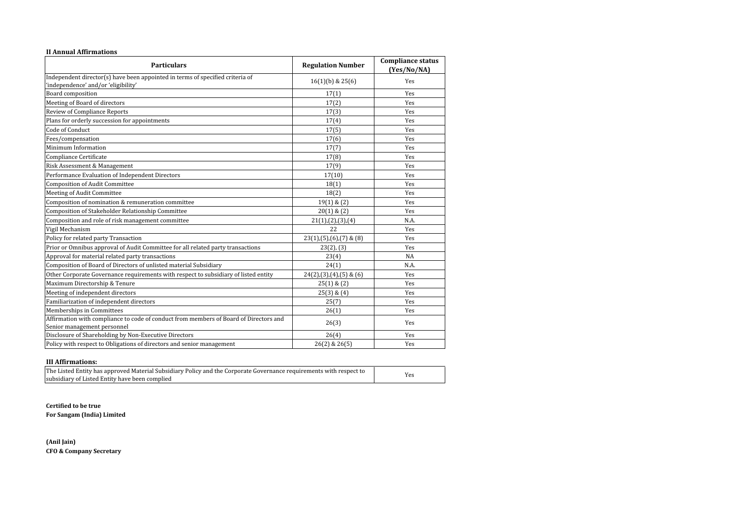**II Annual Affirmations**

| Particulars | Regulation Number | Compliance status (Yes/No/NA) |
|---|---|---|
| Independent director(s) have been appointed in terms of specified criteria of 'independence' and/or 'eligibility' | 16(1)(b) & 25(6) | Yes |
| Board composition | 17(1) | Yes |
| Meeting of Board of directors | 17(2) | Yes |
| Review of Compliance Reports | 17(3) | Yes |
| Plans for orderly succession for appointments | 17(4) | Yes |
| Code of Conduct | 17(5) | Yes |
| Fees/compensation | 17(6) | Yes |
| Minimum Information | 17(7) | Yes |
| Compliance Certificate | 17(8) | Yes |
| Risk Assessment & Management | 17(9) | Yes |
| Performance Evaluation of Independent Directors | 17(10) | Yes |
| Composition of Audit Committee | 18(1) | Yes |
| Meeting of Audit Committee | 18(2) | Yes |
| Composition of nomination & remuneration committee | 19(1) & (2) | Yes |
| Composition of Stakeholder Relationship Committee | 20(1) & (2) | Yes |
| Composition and role of risk management committee | 21(1),(2),(3),(4) | N.A. |
| Vigil Mechanism | 22 | Yes |
| Policy for related party Transaction | 23(1),(5),(6),(7) & (8) | Yes |
| Prior or Omnibus approval of Audit Committee for all related party transactions | 23(2), (3) | Yes |
| Approval for material related party transactions | 23(4) | NA |
| Composition of Board of Directors of unlisted material Subsidiary | 24(1) | N.A. |
| Other Corporate Governance requirements with respect to subsidiary of listed entity | 24(2),(3),(4),(5) & (6) | Yes |
| Maximum Directorship & Tenure | 25(1) & (2) | Yes |
| Meeting of independent directors | 25(3) & (4) | Yes |
| Familiarization of independent directors | 25(7) | Yes |
| Memberships in Committees | 26(1) | Yes |
| Affirmation with compliance to code of conduct from members of Board of Directors and Senior management personnel | 26(3) | Yes |
| Disclosure of Shareholding by Non-Executive Directors | 26(4) | Yes |
| Policy with respect to Obligations of directors and senior management | 26(2) & 26(5) | Yes |

**III Affirmations:**

| | |
|---|---|
| The Listed Entity has approved Material Subsidiary Policy and the Corporate Governance requirements with respect to subsidiary of Listed Entity have been complied | Yes |

**Certified to be true**
**For Sangam (India) Limited**

**(Anil Jain)**
**CFO & Company Secretary**